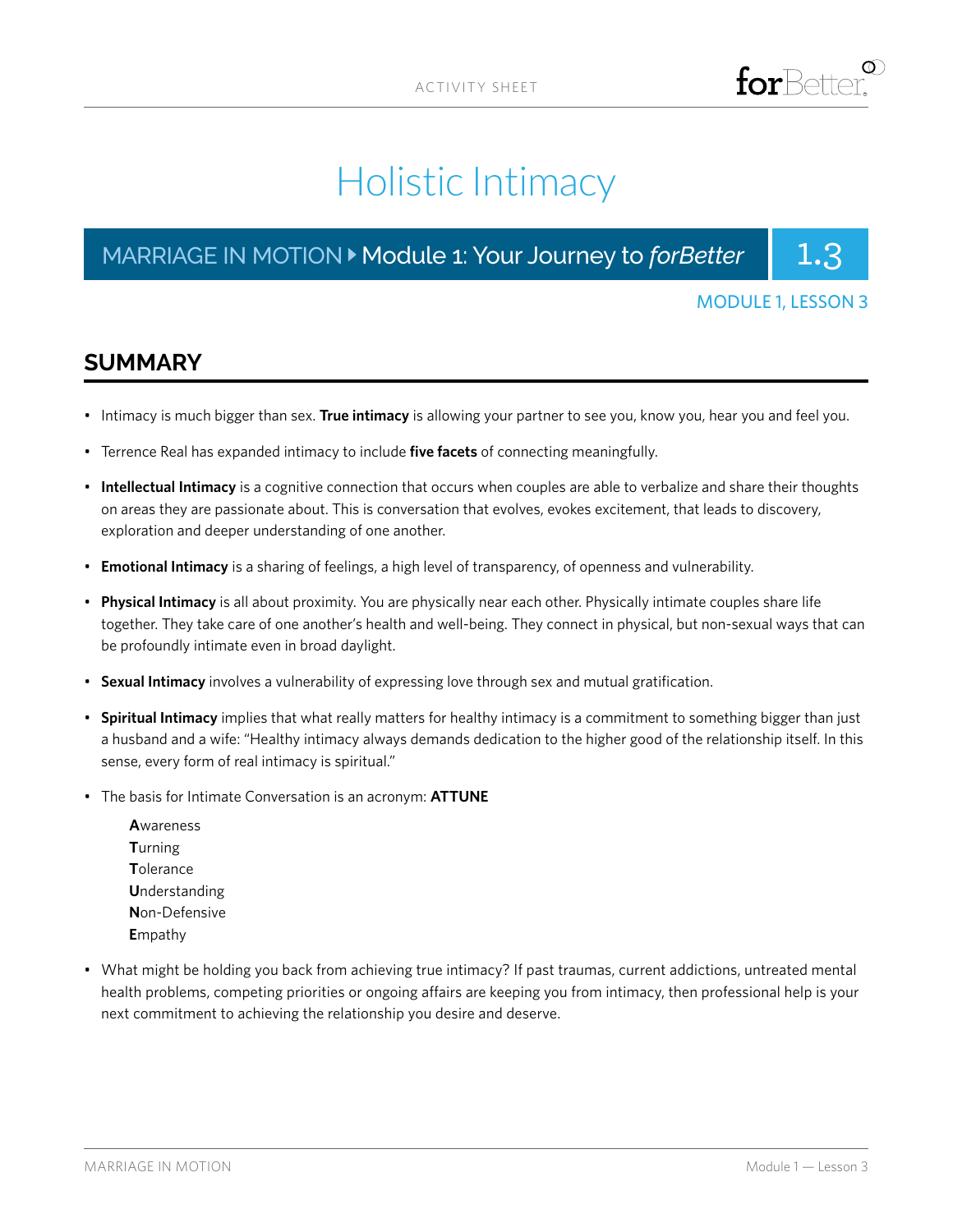ACTIVITY SHEET

# Holistic Intimacy

MARRIAGE IN MOTION ▸ Module 1: Your Journey to *forBetter* **1.3**

MODULE 1, LESSON 3

## SUMMARY

- Intimacy is much bigger than sex. **True intimacy** is allowing your partner to see you, know you, hear you and feel you.
- Terrence Real has expanded intimacy to include **five facets** of connecting meaningfully.
- **Intellectual Intimacy** is a cognitive connection that occurs when couples are able to verbalize and share their thoughts on areas they are passionate about. This is conversation that evolves, evokes excitement, that leads to discovery, exploration and deeper understanding of one another.
- **Emotional Intimacy** is a sharing of feelings, a high level of transparency, of openness and vulnerability.
- **Physical Intimacy** is all about proximity. You are physically near each other. Physically intimate couples share life together. They take care of one another's health and well-being. They connect in physical, but non-sexual ways that can be profoundly intimate even in broad daylight.
- **Sexual Intimacy** involves a vulnerability of expressing love through sex and mutual gratification.
- **Spiritual Intimacy** implies that what really matters for healthy intimacy is a commitment to something bigger than just a husband and a wife: "Healthy intimacy always demands dedication to the higher good of the relationship itself. In this sense, every form of real intimacy is spiritual."
- The basis for Intimate Conversation is an acronym: **ATTUNE**

  **A**wareness
  **T**urning
  **T**olerance
  **U**nderstanding
  **N**on-Defensive
  **E**mpathy

- What might be holding you back from achieving true intimacy? If past traumas, current addictions, untreated mental health problems, competing priorities or ongoing affairs are keeping you from intimacy, then professional help is your next commitment to achieving the relationship you desire and deserve.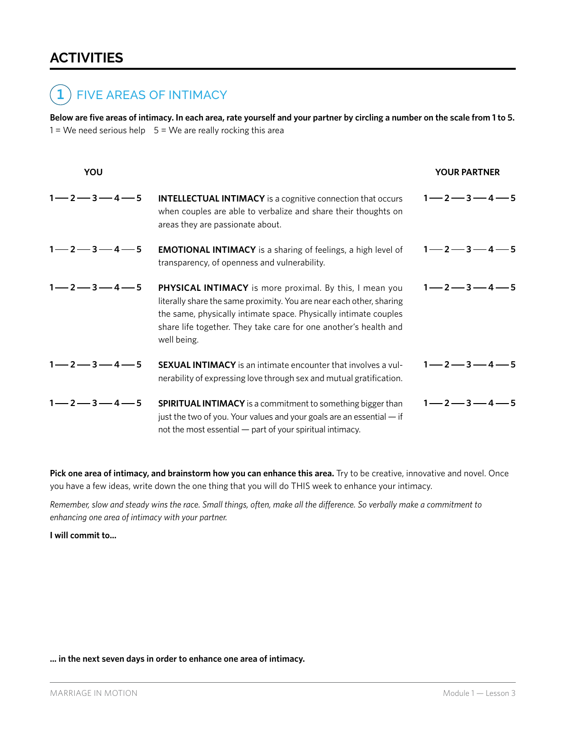## ACTIVITIES

### 1 FIVE AREAS OF INTIMACY

**Below are five areas of intimacy. In each area, rate yourself and your partner by circling a number on the scale from 1 to 5.**
1 = We need serious help 5 = We are really rocking this area

| YOU | | YOUR PARTNER |
|---|---|---|
| 1—2—3—4—5 | **INTELLECTUAL INTIMACY** is a cognitive connection that occurs when couples are able to verbalize and share their thoughts on areas they are passionate about. | 1—2—3—4—5 |
| 1—2—3—4—5 | **EMOTIONAL INTIMACY** is a sharing of feelings, a high level of transparency, of openness and vulnerability. | 1—2—3—4—5 |
| 1—2—3—4—5 | **PHYSICAL INTIMACY** is more proximal. By this, I mean you literally share the same proximity. You are near each other, sharing the same, physically intimate space. Physically intimate couples share life together. They take care for one another's health and well being. | 1—2—3—4—5 |
| 1—2—3—4—5 | **SEXUAL INTIMACY** is an intimate encounter that involves a vulnerability of expressing love through sex and mutual gratification. | 1—2—3—4—5 |
| 1—2—3—4—5 | **SPIRITUAL INTIMACY** is a commitment to something bigger than just the two of you. Your values and your goals are an essential — if not the most essential — part of your spiritual intimacy. | 1—2—3—4—5 |

**Pick one area of intimacy, and brainstorm how you can enhance this area.** Try to be creative, innovative and novel. Once you have a few ideas, write down the one thing that you will do THIS week to enhance your intimacy.

*Remember, slow and steady wins the race. Small things, often, make all the difference. So verbally make a commitment to enhancing one area of intimacy with your partner.*

**I will commit to...**

**... in the next seven days in order to enhance one area of intimacy.**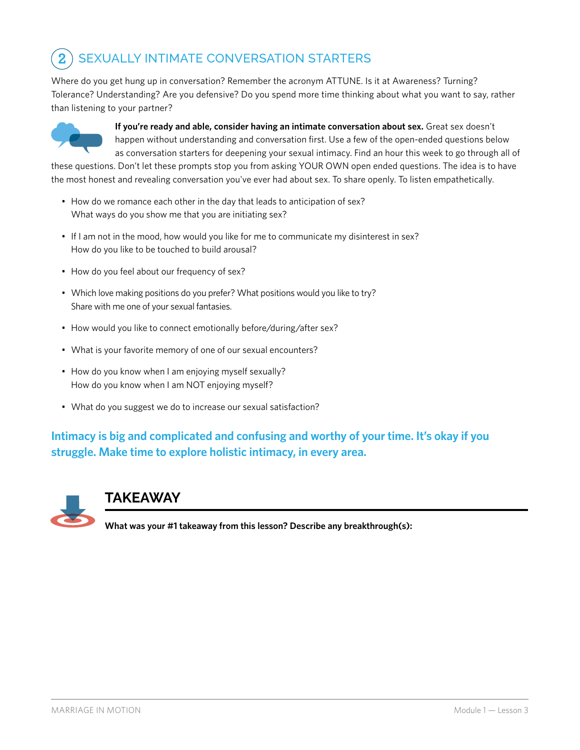## 2 SEXUALLY INTIMATE CONVERSATION STARTERS

Where do you get hung up in conversation? Remember the acronym ATTUNE. Is it at Awareness? Turning? Tolerance? Understanding? Are you defensive? Do you spend more time thinking about what you want to say, rather than listening to your partner?

**If you're ready and able, consider having an intimate conversation about sex.** Great sex doesn't happen without understanding and conversation first. Use a few of the open-ended questions below as conversation starters for deepening your sexual intimacy. Find an hour this week to go through all of these questions. Don't let these prompts stop you from asking YOUR OWN open ended questions. The idea is to have the most honest and revealing conversation you've ever had about sex. To share openly. To listen empathetically.

- How do we romance each other in the day that leads to anticipation of sex?
  What ways do you show me that you are initiating sex?
- If I am not in the mood, how would you like for me to communicate my disinterest in sex?
  How do you like to be touched to build arousal?
- How do you feel about our frequency of sex?
- Which love making positions do you prefer? What positions would you like to try?
  Share with me one of your sexual fantasies.
- How would you like to connect emotionally before/during/after sex?
- What is your favorite memory of one of our sexual encounters?
- How do you know when I am enjoying myself sexually?
  How do you know when I am NOT enjoying myself?
- What do you suggest we do to increase our sexual satisfaction?

**Intimacy is big and complicated and confusing and worthy of your time. It's okay if you struggle. Make time to explore holistic intimacy, in every area.**

## TAKEAWAY

**What was your #1 takeaway from this lesson? Describe any breakthrough(s):**